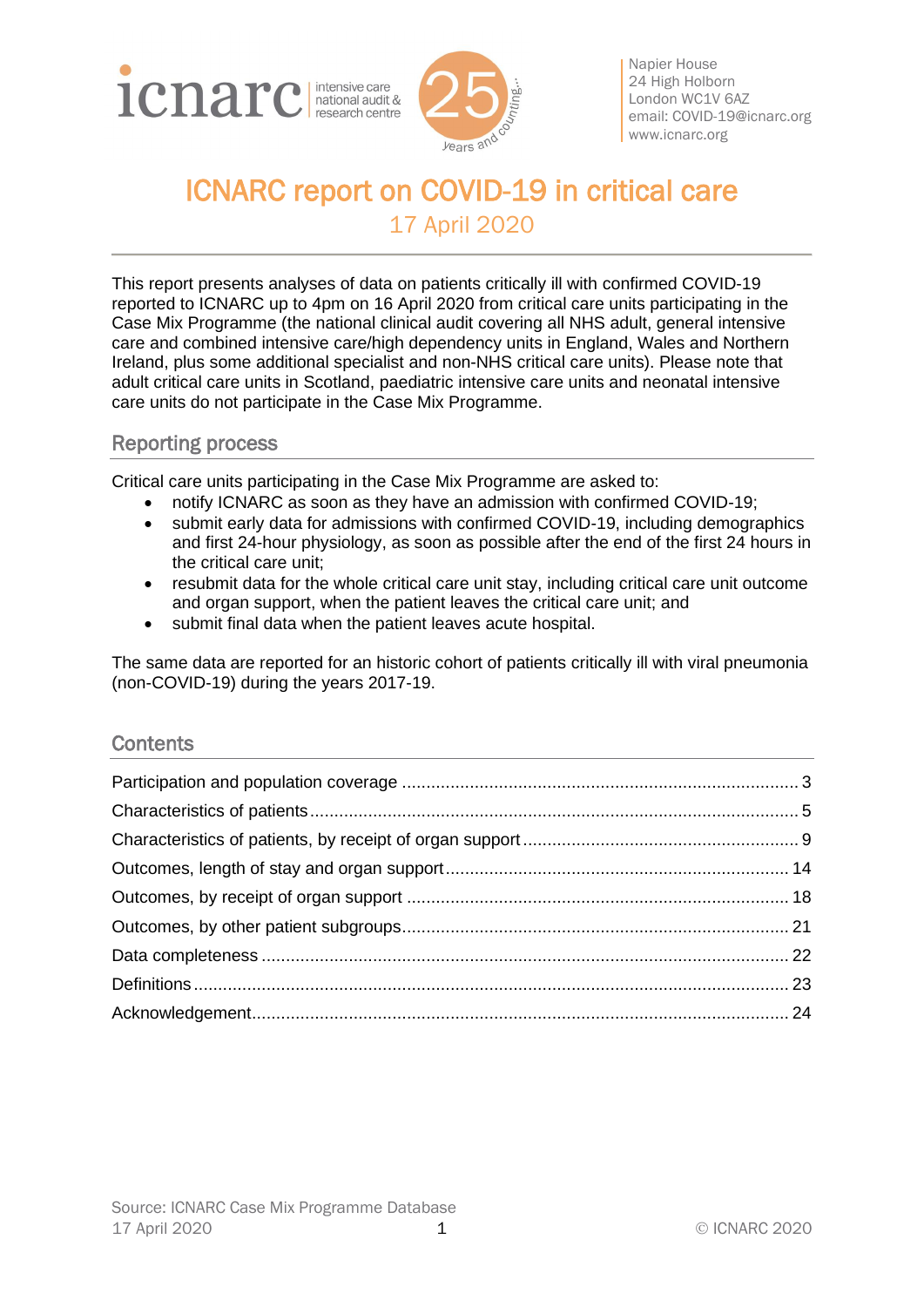Napier House
24 High Holborn
London WC1V 6AZ
email: COVID-19@icnarc.org
www.icnarc.org

# ICNARC report on COVID-19 in critical care

17 April 2020

This report presents analyses of data on patients critically ill with confirmed COVID-19 reported to ICNARC up to 4pm on 16 April 2020 from critical care units participating in the Case Mix Programme (the national clinical audit covering all NHS adult, general intensive care and combined intensive care/high dependency units in England, Wales and Northern Ireland, plus some additional specialist and non-NHS critical care units). Please note that adult critical care units in Scotland, paediatric intensive care units and neonatal intensive care units do not participate in the Case Mix Programme.

## Reporting process

Critical care units participating in the Case Mix Programme are asked to:

- notify ICNARC as soon as they have an admission with confirmed COVID-19;
- submit early data for admissions with confirmed COVID-19, including demographics and first 24-hour physiology, as soon as possible after the end of the first 24 hours in the critical care unit;
- resubmit data for the whole critical care unit stay, including critical care unit outcome and organ support, when the patient leaves the critical care unit; and
- submit final data when the patient leaves acute hospital.

The same data are reported for an historic cohort of patients critically ill with viral pneumonia (non-COVID-19) during the years 2017-19.

## Contents

Participation and population coverage .... 3
Characteristics of patients .... 5
Characteristics of patients, by receipt of organ support .... 9
Outcomes, length of stay and organ support .... 14
Outcomes, by receipt of organ support .... 18
Outcomes, by other patient subgroups .... 21
Data completeness .... 22
Definitions .... 23
Acknowledgement .... 24

Source: ICNARC Case Mix Programme Database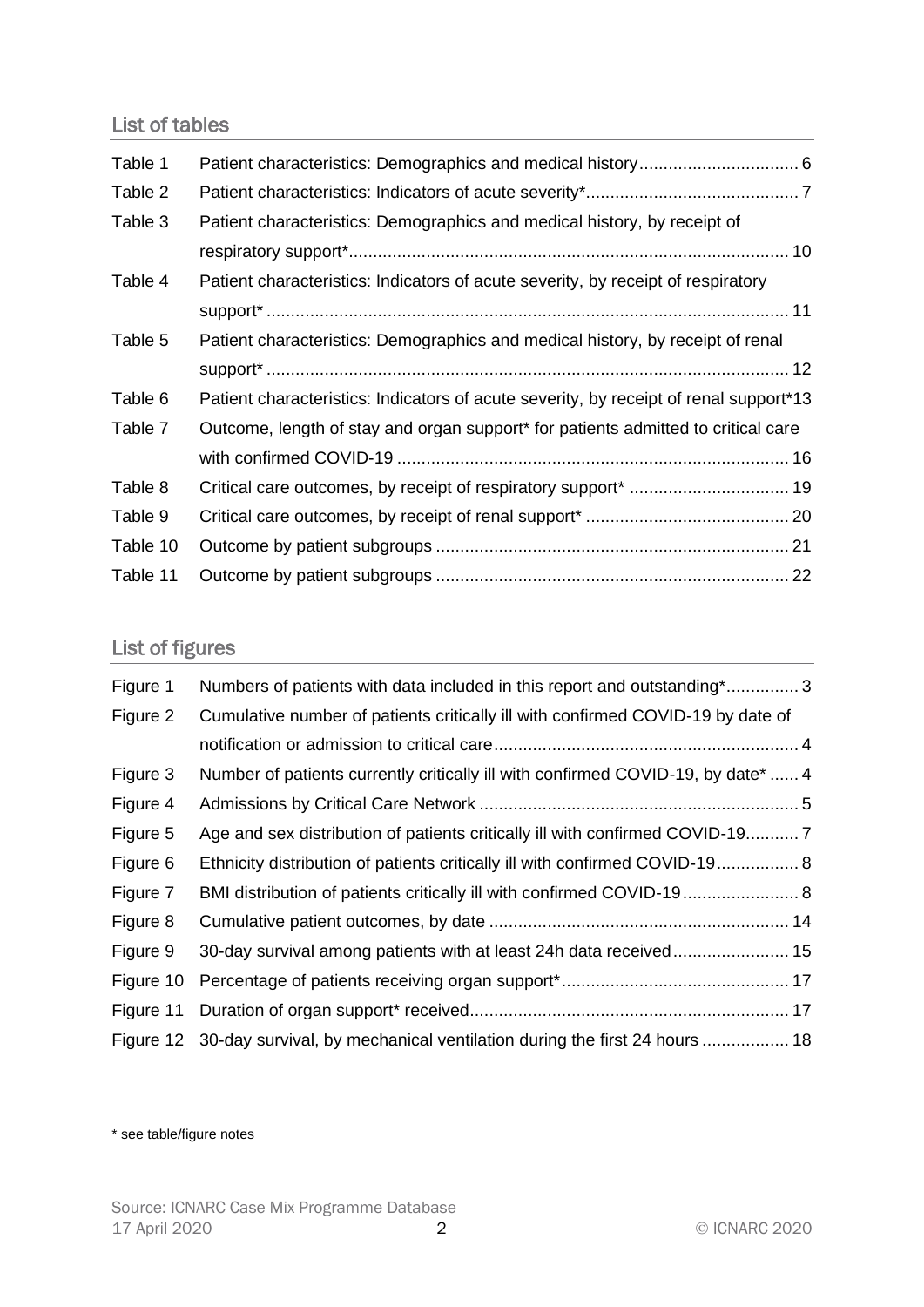## List of tables

| | | |
|---|---|---|
| Table 1 | Patient characteristics: Demographics and medical history | 6 |
| Table 2 | Patient characteristics: Indicators of acute severity* | 7 |
| Table 3 | Patient characteristics: Demographics and medical history, by receipt of respiratory support* | 10 |
| Table 4 | Patient characteristics: Indicators of acute severity, by receipt of respiratory support* | 11 |
| Table 5 | Patient characteristics: Demographics and medical history, by receipt of renal support* | 12 |
| Table 6 | Patient characteristics: Indicators of acute severity, by receipt of renal support* | 13 |
| Table 7 | Outcome, length of stay and organ support* for patients admitted to critical care with confirmed COVID-19 | 16 |
| Table 8 | Critical care outcomes, by receipt of respiratory support* | 19 |
| Table 9 | Critical care outcomes, by receipt of renal support* | 20 |
| Table 10 | Outcome by patient subgroups | 21 |
| Table 11 | Outcome by patient subgroups | 22 |

## List of figures

| | | |
|---|---|---|
| Figure 1 | Numbers of patients with data included in this report and outstanding* | 3 |
| Figure 2 | Cumulative number of patients critically ill with confirmed COVID-19 by date of notification or admission to critical care | 4 |
| Figure 3 | Number of patients currently critically ill with confirmed COVID-19, by date* | 4 |
| Figure 4 | Admissions by Critical Care Network | 5 |
| Figure 5 | Age and sex distribution of patients critically ill with confirmed COVID-19 | 7 |
| Figure 6 | Ethnicity distribution of patients critically ill with confirmed COVID-19 | 8 |
| Figure 7 | BMI distribution of patients critically ill with confirmed COVID-19 | 8 |
| Figure 8 | Cumulative patient outcomes, by date | 14 |
| Figure 9 | 30-day survival among patients with at least 24h data received | 15 |
| Figure 10 | Percentage of patients receiving organ support* | 17 |
| Figure 11 | Duration of organ support* received | 17 |
| Figure 12 | 30-day survival, by mechanical ventilation during the first 24 hours | 18 |

\* see table/figure notes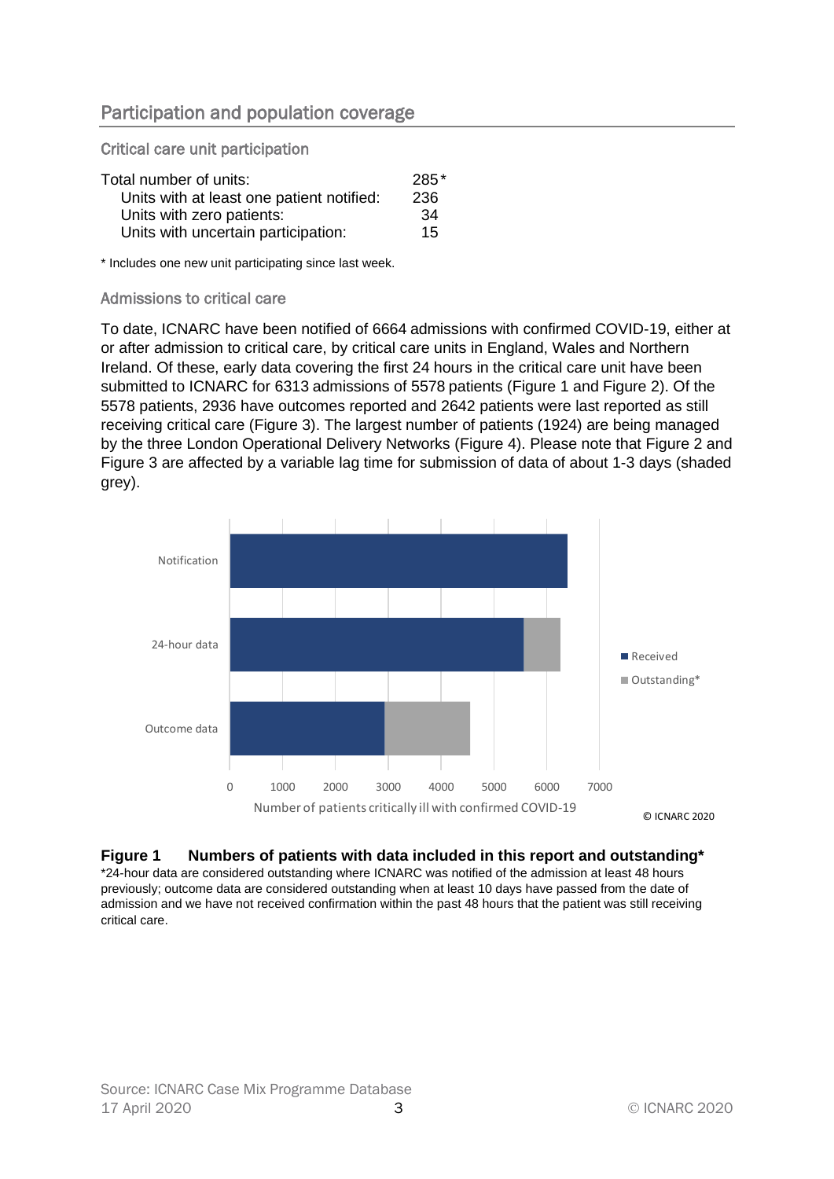## Participation and population coverage

### Critical care unit participation

| | |
|---|---|
| Total number of units: | 285* |
| Units with at least one patient notified: | 236 |
| Units with zero patients: | 34 |
| Units with uncertain participation: | 15 |

\* Includes one new unit participating since last week.

### Admissions to critical care

To date, ICNARC have been notified of 6664 admissions with confirmed COVID-19, either at or after admission to critical care, by critical care units in England, Wales and Northern Ireland. Of these, early data covering the first 24 hours in the critical care unit have been submitted to ICNARC for 6313 admissions of 5578 patients (Figure 1 and Figure 2). Of the 5578 patients, 2936 have outcomes reported and 2642 patients were last reported as still receiving critical care (Figure 3). The largest number of patients (1924) are being managed by the three London Operational Delivery Networks (Figure 4). Please note that Figure 2 and Figure 3 are affected by a variable lag time for submission of data of about 1-3 days (shaded grey).

**Figure 1 Numbers of patients with data included in this report and outstanding***

\*24-hour data are considered outstanding where ICNARC was notified of the admission at least 48 hours previously; outcome data are considered outstanding when at least 10 days have passed from the date of admission and we have not received confirmation within the past 48 hours that the patient was still receiving critical care.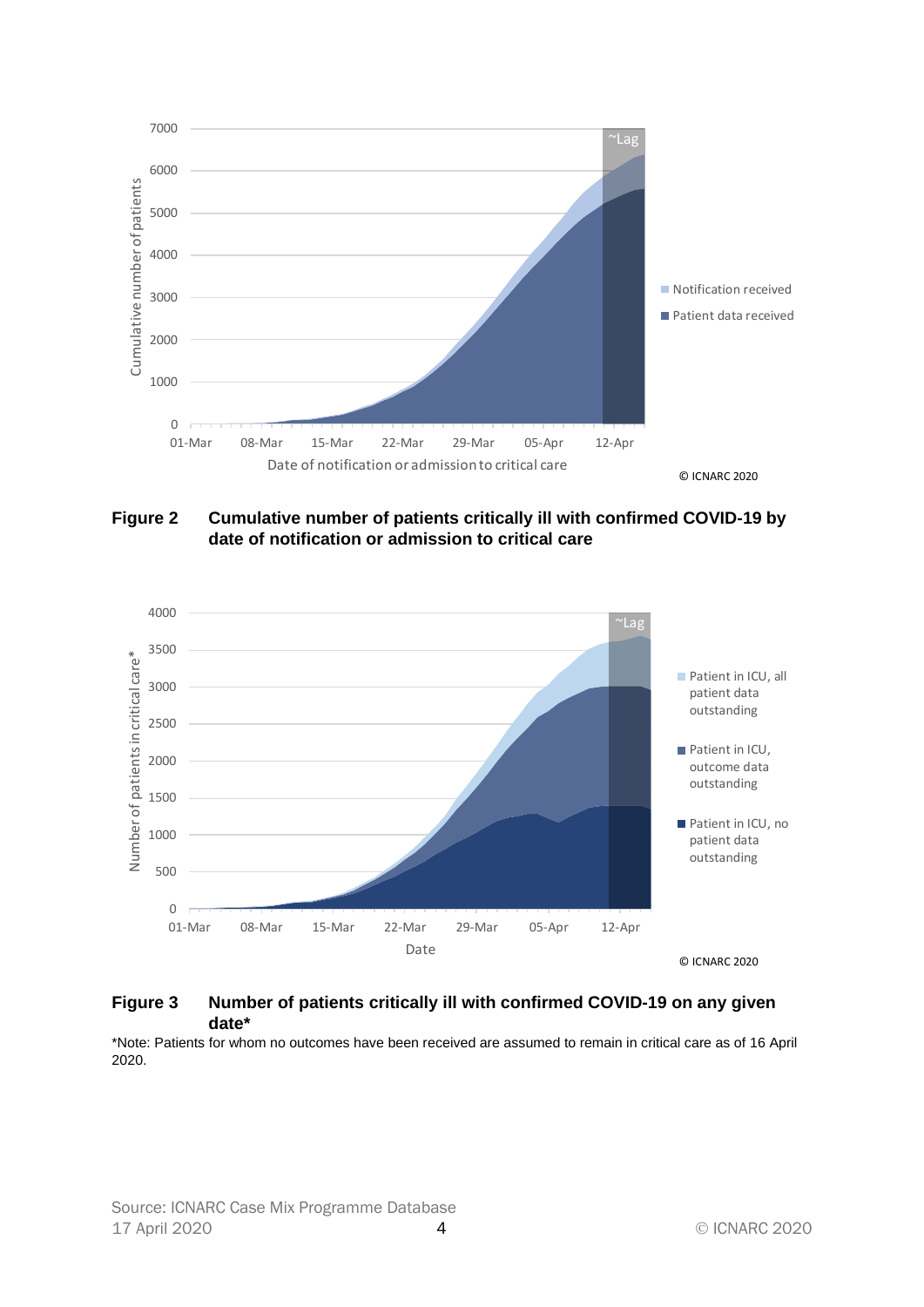**Figure 2** **Cumulative number of patients critically ill with confirmed COVID-19 by date of notification or admission to critical care**

**Figure 3** **Number of patients critically ill with confirmed COVID-19 on any given date***

*Note: Patients for whom no outcomes have been received are assumed to remain in critical care as of 16 April 2020.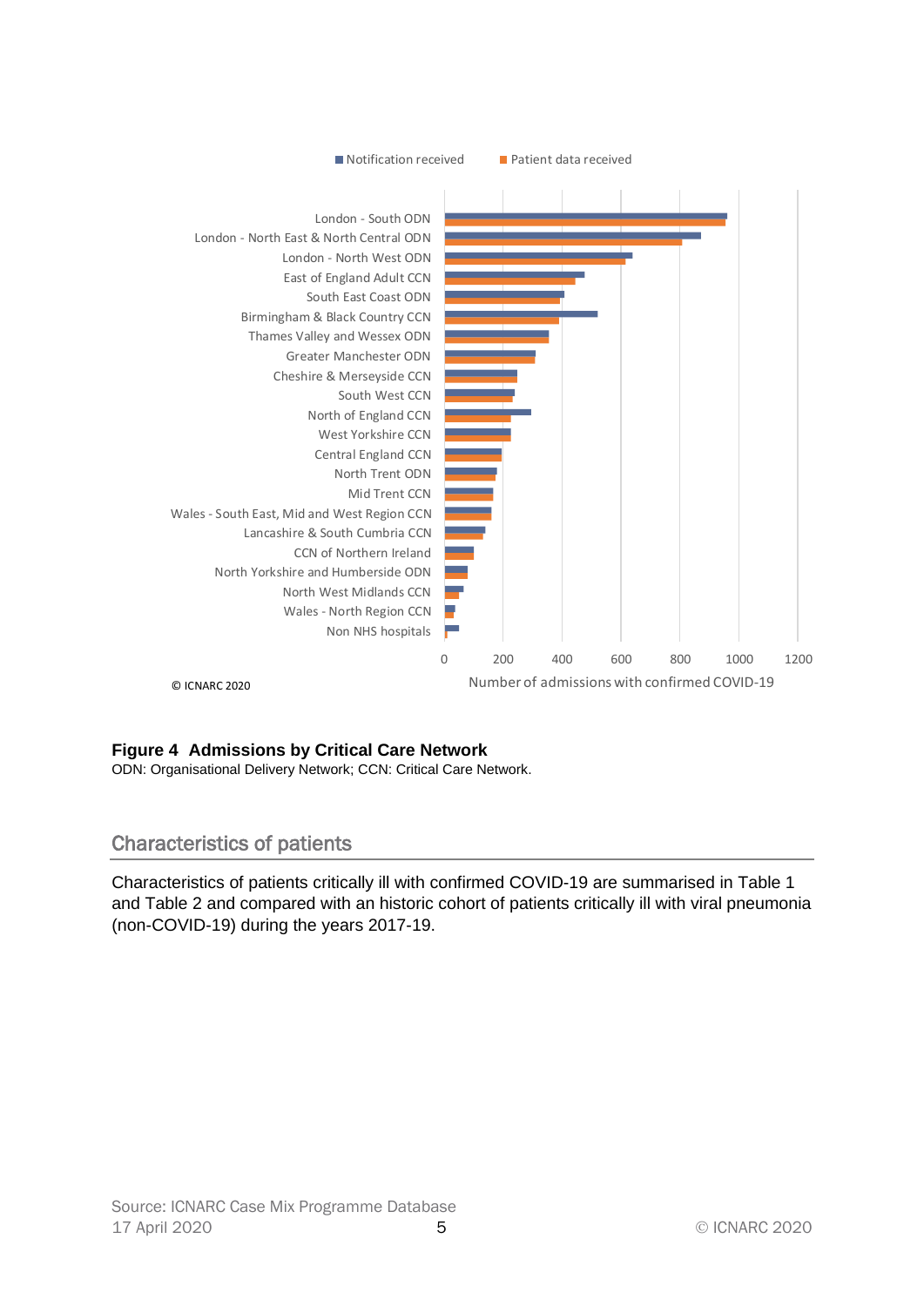■ Notification received ■ Patient data received

London - South ODN
London - North East & North Central ODN
London - North West ODN
East of England Adult CCN
South East Coast ODN
Birmingham & Black Country CCN
Thames Valley and Wessex ODN
Greater Manchester ODN
Cheshire & Merseyside CCN
South West CCN
North of England CCN
West Yorkshire CCN
Central England CCN
North Trent ODN
Mid Trent CCN
Wales - South East, Mid and West Region CCN
Lancashire & South Cumbria CCN
CCN of Northern Ireland
North Yorkshire and Humberside ODN
North West Midlands CCN
Wales - North Region CCN
Non NHS hospitals

0 200 400 600 800 1000 1200

Number of admissions with confirmed COVID-19

© ICNARC 2020

**Figure 4 Admissions by Critical Care Network**

ODN: Organisational Delivery Network; CCN: Critical Care Network.

## Characteristics of patients

Characteristics of patients critically ill with confirmed COVID-19 are summarised in Table 1 and Table 2 and compared with an historic cohort of patients critically ill with viral pneumonia (non-COVID-19) during the years 2017-19.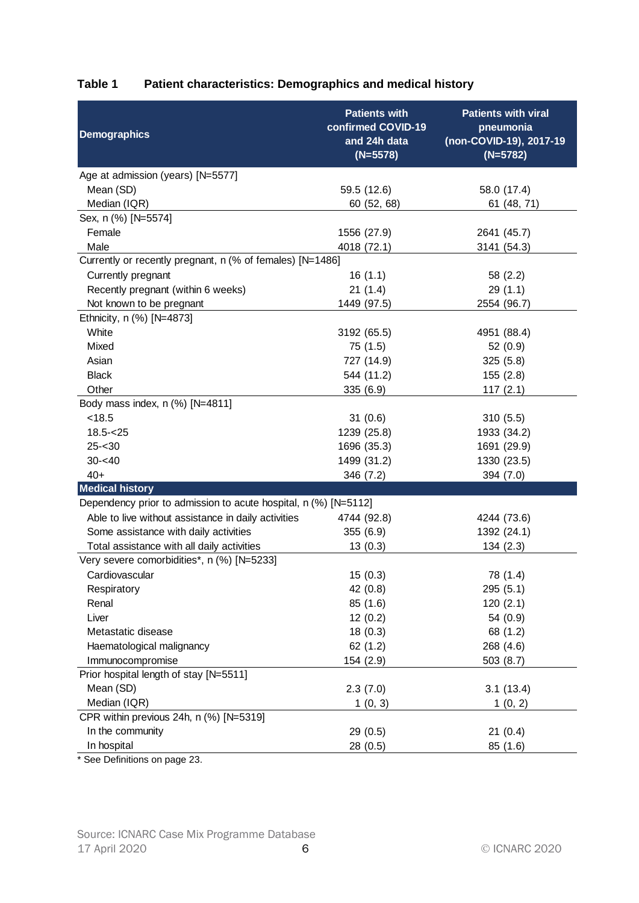**Table 1 Patient characteristics: Demographics and medical history**

| Demographics | Patients with confirmed COVID-19 and 24h data (N=5578) | Patients with viral pneumonia (non-COVID-19), 2017-19 (N=5782) |
|---|---|---|
| Age at admission (years) [N=5577] | | |
| Mean (SD) | 59.5 (12.6) | 58.0 (17.4) |
| Median (IQR) | 60 (52, 68) | 61 (48, 71) |
| Sex, n (%) [N=5574] | | |
| Female | 1556 (27.9) | 2641 (45.7) |
| Male | 4018 (72.1) | 3141 (54.3) |
| Currently or recently pregnant, n (% of females) [N=1486] | | |
| Currently pregnant | 16 (1.1) | 58 (2.2) |
| Recently pregnant (within 6 weeks) | 21 (1.4) | 29 (1.1) |
| Not known to be pregnant | 1449 (97.5) | 2554 (96.7) |
| Ethnicity, n (%) [N=4873] | | |
| White | 3192 (65.5) | 4951 (88.4) |
| Mixed | 75 (1.5) | 52 (0.9) |
| Asian | 727 (14.9) | 325 (5.8) |
| Black | 544 (11.2) | 155 (2.8) |
| Other | 335 (6.9) | 117 (2.1) |
| Body mass index, n (%) [N=4811] | | |
| <18.5 | 31 (0.6) | 310 (5.5) |
| 18.5-<25 | 1239 (25.8) | 1933 (34.2) |
| 25-<30 | 1696 (35.3) | 1691 (29.9) |
| 30-<40 | 1499 (31.2) | 1330 (23.5) |
| 40+ | 346 (7.2) | 394 (7.0) |
| **Medical history** | | |
| Dependency prior to admission to acute hospital, n (%) [N=5112] | | |
| Able to live without assistance in daily activities | 4744 (92.8) | 4244 (73.6) |
| Some assistance with daily activities | 355 (6.9) | 1392 (24.1) |
| Total assistance with all daily activities | 13 (0.3) | 134 (2.3) |
| Very severe comorbidities*, n (%) [N=5233] | | |
| Cardiovascular | 15 (0.3) | 78 (1.4) |
| Respiratory | 42 (0.8) | 295 (5.1) |
| Renal | 85 (1.6) | 120 (2.1) |
| Liver | 12 (0.2) | 54 (0.9) |
| Metastatic disease | 18 (0.3) | 68 (1.2) |
| Haematological malignancy | 62 (1.2) | 268 (4.6) |
| Immunocompromise | 154 (2.9) | 503 (8.7) |
| Prior hospital length of stay [N=5511] | | |
| Mean (SD) | 2.3 (7.0) | 3.1 (13.4) |
| Median (IQR) | 1 (0, 3) | 1 (0, 2) |
| CPR within previous 24h, n (%) [N=5319] | | |
| In the community | 29 (0.5) | 21 (0.4) |
| In hospital | 28 (0.5) | 85 (1.6) |

* See Definitions on page 23.

Source: ICNARC Case Mix Programme Database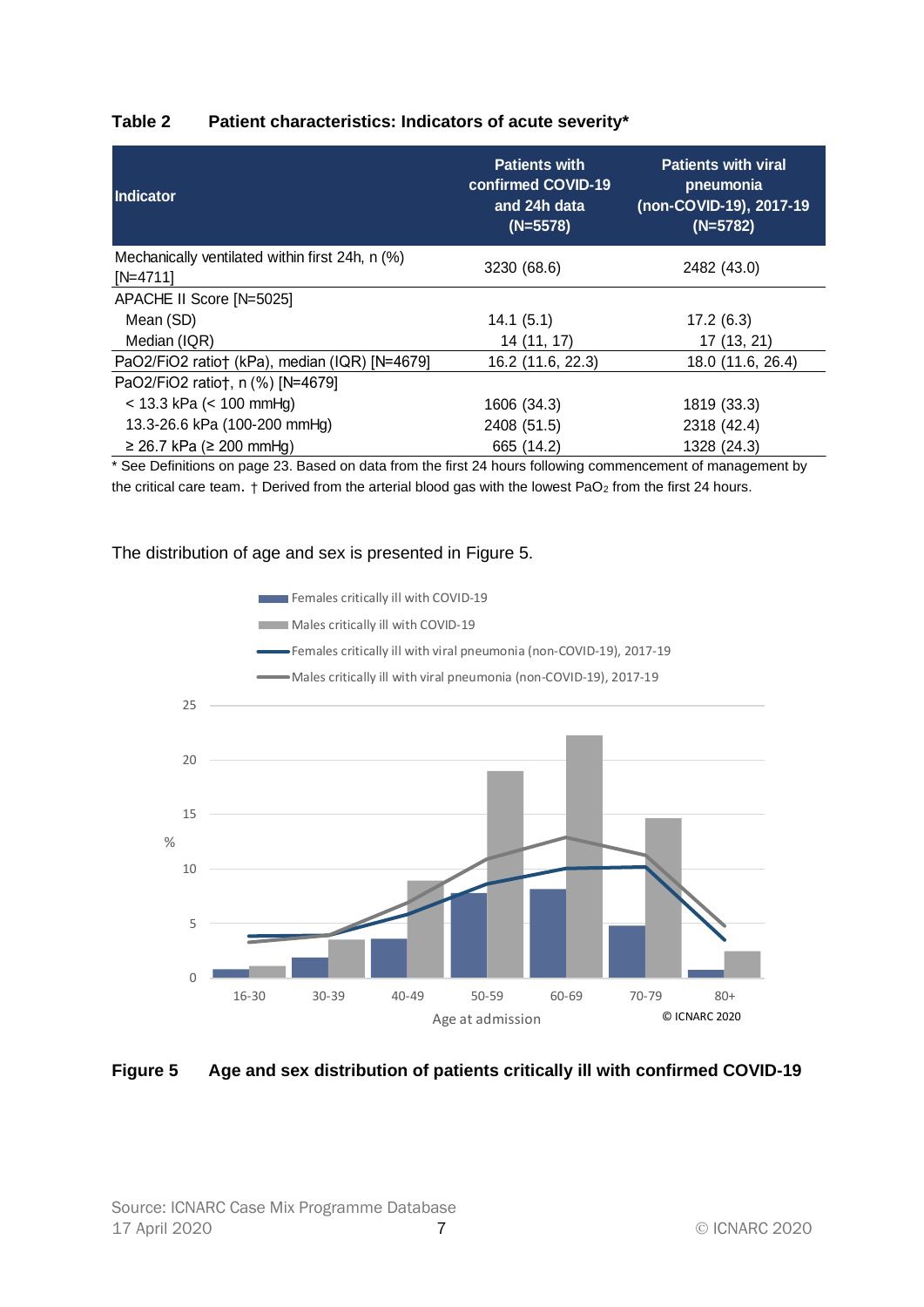**Table 2 Patient characteristics: Indicators of acute severity***

| Indicator | Patients with confirmed COVID-19 and 24h data (N=5578) | Patients with viral pneumonia (non-COVID-19), 2017-19 (N=5782) |
|---|---|---|
| Mechanically ventilated within first 24h, n (%) [N=4711] | 3230 (68.6) | 2482 (43.0) |
| APACHE II Score [N=5025] | | |
| Mean (SD) | 14.1 (5.1) | 17.2 (6.3) |
| Median (IQR) | 14 (11, 17) | 17 (13, 21) |
| PaO2/FiO2 ratio† (kPa), median (IQR) [N=4679] | 16.2 (11.6, 22.3) | 18.0 (11.6, 26.4) |
| PaO2/FiO2 ratio†, n (%) [N=4679] | | |
| < 13.3 kPa (< 100 mmHg) | 1606 (34.3) | 1819 (33.3) |
| 13.3-26.6 kPa (100-200 mmHg) | 2408 (51.5) | 2318 (42.4) |
| ≥ 26.7 kPa (≥ 200 mmHg) | 665 (14.2) | 1328 (24.3) |

* See Definitions on page 23. Based on data from the first 24 hours following commencement of management by the critical care team. † Derived from the arterial blood gas with the lowest $PaO_2$ from the first 24 hours.

The distribution of age and sex is presented in Figure 5.

**Figure 5 Age and sex distribution of patients critically ill with confirmed COVID-19**

Source: ICNARC Case Mix Programme Database
17 April 2020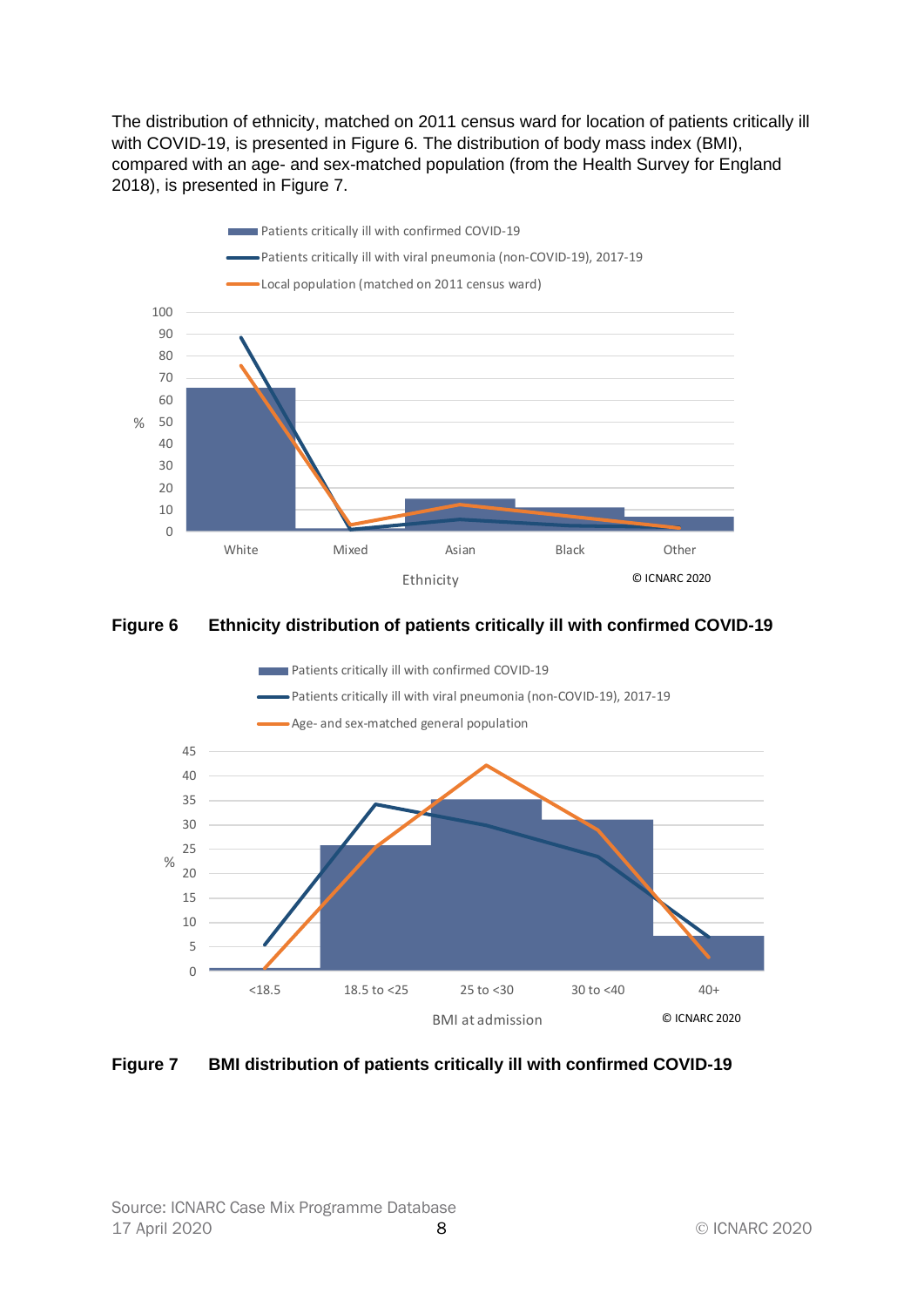The distribution of ethnicity, matched on 2011 census ward for location of patients critically ill with COVID-19, is presented in Figure 6. The distribution of body mass index (BMI), compared with an age- and sex-matched population (from the Health Survey for England 2018), is presented in Figure 7.

**Figure 6 Ethnicity distribution of patients critically ill with confirmed COVID-19**

**Figure 7 BMI distribution of patients critically ill with confirmed COVID-19**

Source: ICNARC Case Mix Programme Database
17 April 2020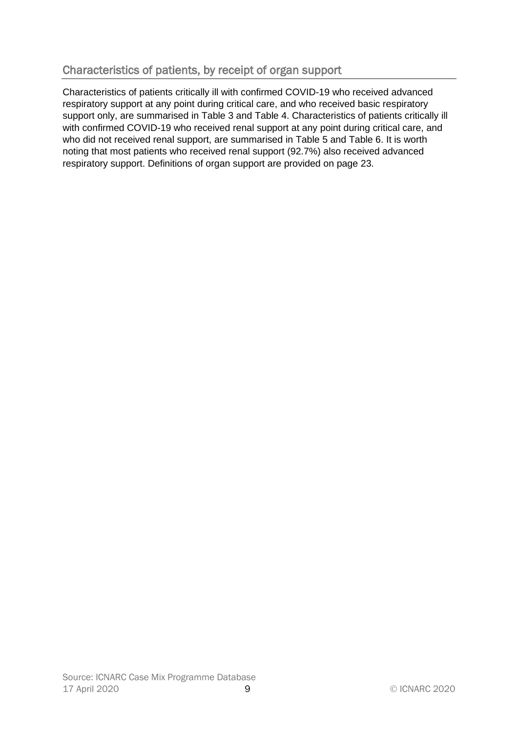## Characteristics of patients, by receipt of organ support

Characteristics of patients critically ill with confirmed COVID-19 who received advanced respiratory support at any point during critical care, and who received basic respiratory support only, are summarised in Table 3 and Table 4. Characteristics of patients critically ill with confirmed COVID-19 who received renal support at any point during critical care, and who did not received renal support, are summarised in Table 5 and Table 6. It is worth noting that most patients who received renal support (92.7%) also received advanced respiratory support. Definitions of organ support are provided on page 23.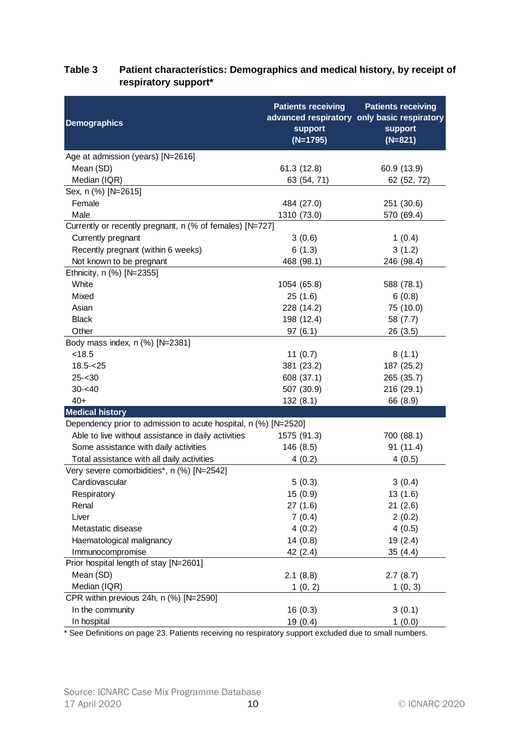**Table 3 Patient characteristics: Demographics and medical history, by receipt of respiratory support***

| Demographics | Patients receiving advanced respiratory support (N=1795) | Patients receiving only basic respiratory support (N=821) |
|---|---|---|
| Age at admission (years) [N=2616] | | |
| Mean (SD) | 61.3 (12.8) | 60.9 (13.9) |
| Median (IQR) | 63 (54, 71) | 62 (52, 72) |
| Sex, n (%) [N=2615] | | |
| Female | 484 (27.0) | 251 (30.6) |
| Male | 1310 (73.0) | 570 (69.4) |
| Currently or recently pregnant, n (% of females) [N=727] | | |
| Currently pregnant | 3 (0.6) | 1 (0.4) |
| Recently pregnant (within 6 weeks) | 6 (1.3) | 3 (1.2) |
| Not known to be pregnant | 468 (98.1) | 246 (98.4) |
| Ethnicity, n (%) [N=2355] | | |
| White | 1054 (65.8) | 588 (78.1) |
| Mixed | 25 (1.6) | 6 (0.8) |
| Asian | 228 (14.2) | 75 (10.0) |
| Black | 198 (12.4) | 58 (7.7) |
| Other | 97 (6.1) | 26 (3.5) |
| Body mass index, n (%) [N=2381] | | |
| <18.5 | 11 (0.7) | 8 (1.1) |
| 18.5-<25 | 381 (23.2) | 187 (25.2) |
| 25-<30 | 608 (37.1) | 265 (35.7) |
| 30-<40 | 507 (30.9) | 216 (29.1) |
| 40+ | 132 (8.1) | 66 (8.9) |
| **Medical history** | | |
| Dependency prior to admission to acute hospital, n (%) [N=2520] | | |
| Able to live without assistance in daily activities | 1575 (91.3) | 700 (88.1) |
| Some assistance with daily activities | 146 (8.5) | 91 (11.4) |
| Total assistance with all daily activities | 4 (0.2) | 4 (0.5) |
| Very severe comorbidities*, n (%) [N=2542] | | |
| Cardiovascular | 5 (0.3) | 3 (0.4) |
| Respiratory | 15 (0.9) | 13 (1.6) |
| Renal | 27 (1.6) | 21 (2.6) |
| Liver | 7 (0.4) | 2 (0.2) |
| Metastatic disease | 4 (0.2) | 4 (0.5) |
| Haematological malignancy | 14 (0.8) | 19 (2.4) |
| Immunocompromise | 42 (2.4) | 35 (4.4) |
| Prior hospital length of stay [N=2601] | | |
| Mean (SD) | 2.1 (8.8) | 2.7 (8.7) |
| Median (IQR) | 1 (0, 2) | 1 (0, 3) |
| CPR within previous 24h, n (%) [N=2590] | | |
| In the community | 16 (0.3) | 3 (0.1) |
| In hospital | 19 (0.4) | 1 (0.0) |

* See Definitions on page 23. Patients receiving no respiratory support excluded due to small numbers.

Source: ICNARC Case Mix Programme Database
17 April 2020

© ICNARC 2020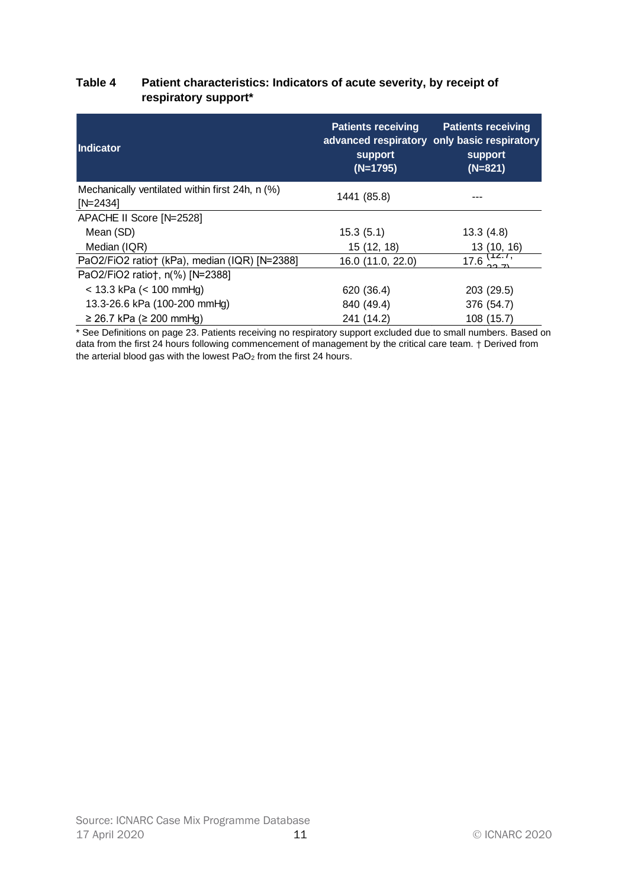**Table 4 Patient characteristics: Indicators of acute severity, by receipt of respiratory support***

| Indicator | Patients receiving advanced respiratory support (N=1795) | Patients receiving only basic respiratory support (N=821) |
|---|---|---|
| Mechanically ventilated within first 24h, n (%) [N=2434] | 1441 (85.8) | --- |
| APACHE II Score [N=2528] | | |
| Mean (SD) | 15.3 (5.1) | 13.3 (4.8) |
| Median (IQR) | 15 (12, 18) | 13 (10, 16) |
| $PaO_2/FiO_2$ ratio† (kPa), median (IQR) [N=2388] | 16.0 (11.0, 22.0) | 17.6 (12.7, 22.7) |
| $PaO_2/FiO_2$ ratio†, n(%) [N=2388] | | |
| < 13.3 kPa (< 100 mmHg) | 620 (36.4) | 203 (29.5) |
| 13.3-26.6 kPa (100-200 mmHg) | 840 (49.4) | 376 (54.7) |
| ≥ 26.7 kPa (≥ 200 mmHg) | 241 (14.2) | 108 (15.7) |

* See Definitions on page 23. Patients receiving no respiratory support excluded due to small numbers. Based on data from the first 24 hours following commencement of management by the critical care team. † Derived from the arterial blood gas with the lowest $PaO_2$ from the first 24 hours.

Source: ICNARC Case Mix Programme Database
17 April 2020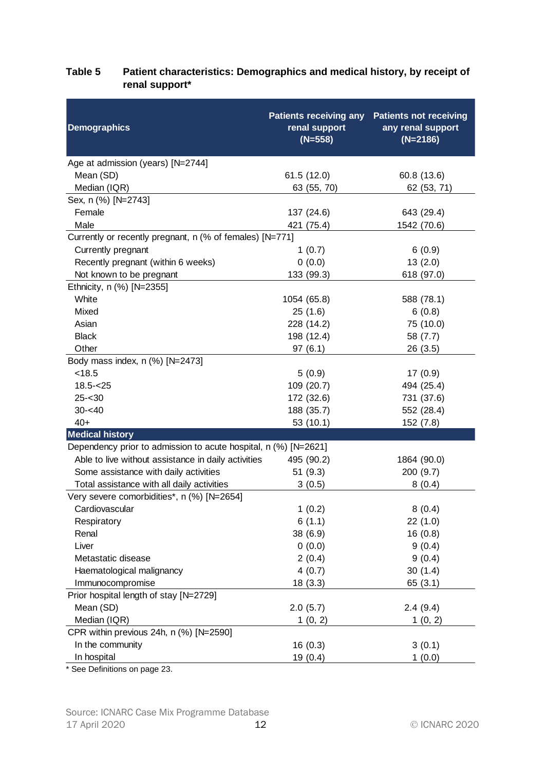**Table 5 Patient characteristics: Demographics and medical history, by receipt of renal support***

| Demographics | Patients receiving any renal support (N=558) | Patients not receiving any renal support (N=2186) |
|---|---|---|
| Age at admission (years) [N=2744] | | |
| Mean (SD) | 61.5 (12.0) | 60.8 (13.6) |
| Median (IQR) | 63 (55, 70) | 62 (53, 71) |
| Sex, n (%) [N=2743] | | |
| Female | 137 (24.6) | 643 (29.4) |
| Male | 421 (75.4) | 1542 (70.6) |
| Currently or recently pregnant, n (% of females) [N=771] | | |
| Currently pregnant | 1 (0.7) | 6 (0.9) |
| Recently pregnant (within 6 weeks) | 0 (0.0) | 13 (2.0) |
| Not known to be pregnant | 133 (99.3) | 618 (97.0) |
| Ethnicity, n (%) [N=2355] | | |
| White | 1054 (65.8) | 588 (78.1) |
| Mixed | 25 (1.6) | 6 (0.8) |
| Asian | 228 (14.2) | 75 (10.0) |
| Black | 198 (12.4) | 58 (7.7) |
| Other | 97 (6.1) | 26 (3.5) |
| Body mass index, n (%) [N=2473] | | |
| <18.5 | 5 (0.9) | 17 (0.9) |
| 18.5-<25 | 109 (20.7) | 494 (25.4) |
| 25-<30 | 172 (32.6) | 731 (37.6) |
| 30-<40 | 188 (35.7) | 552 (28.4) |
| 40+ | 53 (10.1) | 152 (7.8) |
| **Medical history** | | |
| Dependency prior to admission to acute hospital, n (%) [N=2621] | | |
| Able to live without assistance in daily activities | 495 (90.2) | 1864 (90.0) |
| Some assistance with daily activities | 51 (9.3) | 200 (9.7) |
| Total assistance with all daily activities | 3 (0.5) | 8 (0.4) |
| Very severe comorbidities*, n (%) [N=2654] | | |
| Cardiovascular | 1 (0.2) | 8 (0.4) |
| Respiratory | 6 (1.1) | 22 (1.0) |
| Renal | 38 (6.9) | 16 (0.8) |
| Liver | 0 (0.0) | 9 (0.4) |
| Metastatic disease | 2 (0.4) | 9 (0.4) |
| Haematological malignancy | 4 (0.7) | 30 (1.4) |
| Immunocompromise | 18 (3.3) | 65 (3.1) |
| Prior hospital length of stay [N=2729] | | |
| Mean (SD) | 2.0 (5.7) | 2.4 (9.4) |
| Median (IQR) | 1 (0, 2) | 1 (0, 2) |
| CPR within previous 24h, n (%) [N=2590] | | |
| In the community | 16 (0.3) | 3 (0.1) |
| In hospital | 19 (0.4) | 1 (0.0) |

* See Definitions on page 23.

Source: ICNARC Case Mix Programme Database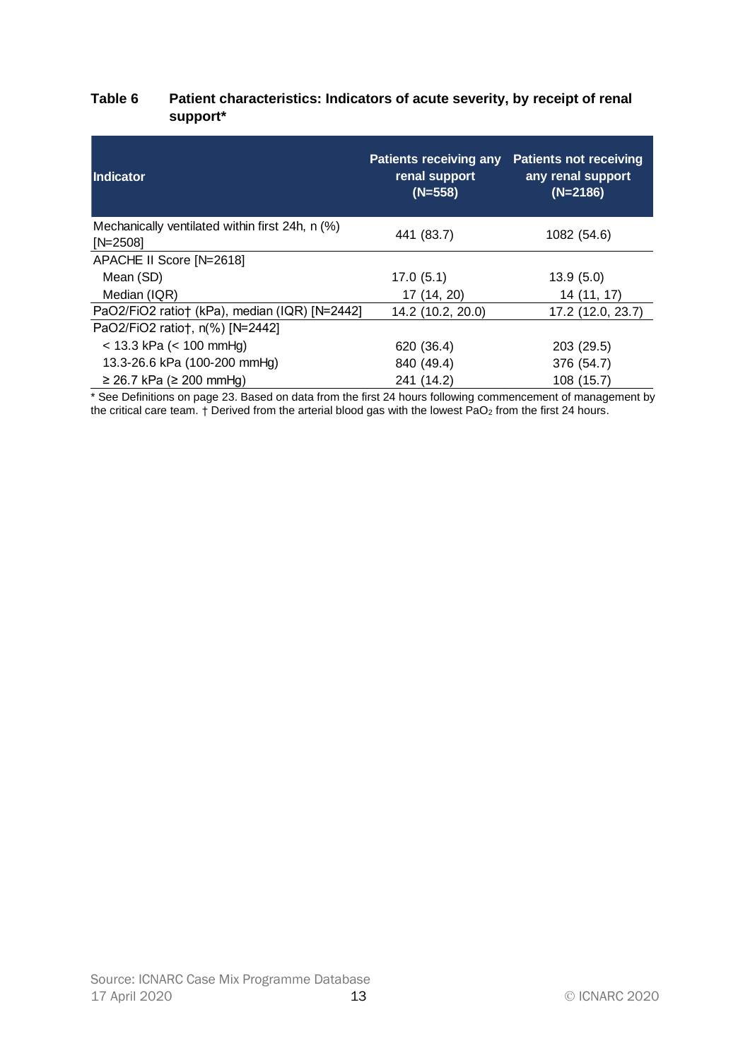**Table 6 Patient characteristics: Indicators of acute severity, by receipt of renal support***

| Indicator | Patients receiving any renal support (N=558) | Patients not receiving any renal support (N=2186) |
|---|---|---|
| Mechanically ventilated within first 24h, n (%) [N=2508] | 441 (83.7) | 1082 (54.6) |
| APACHE II Score [N=2618] | | |
| Mean (SD) | 17.0 (5.1) | 13.9 (5.0) |
| Median (IQR) | 17 (14, 20) | 14 (11, 17) |
| PaO2/FiO2 ratio† (kPa), median (IQR) [N=2442] | 14.2 (10.2, 20.0) | 17.2 (12.0, 23.7) |
| PaO2/FiO2 ratio†, n(%) [N=2442] | | |
| < 13.3 kPa (< 100 mmHg) | 620 (36.4) | 203 (29.5) |
| 13.3-26.6 kPa (100-200 mmHg) | 840 (49.4) | 376 (54.7) |
| ≥ 26.7 kPa (≥ 200 mmHg) | 241 (14.2) | 108 (15.7) |

* See Definitions on page 23. Based on data from the first 24 hours following commencement of management by the critical care team. † Derived from the arterial blood gas with the lowest $PaO_2$ from the first 24 hours.

Source: ICNARC Case Mix Programme Database
17 April 2020

© ICNARC 2020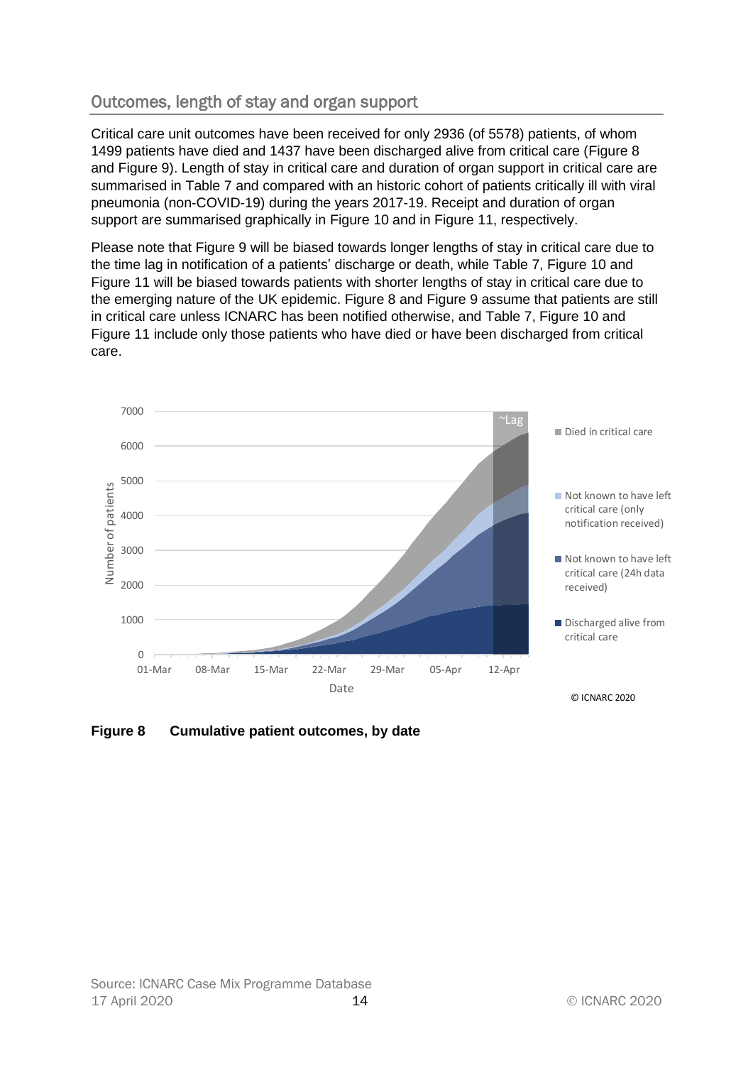## Outcomes, length of stay and organ support

Critical care unit outcomes have been received for only 2936 (of 5578) patients, of whom 1499 patients have died and 1437 have been discharged alive from critical care (Figure 8 and Figure 9). Length of stay in critical care and duration of organ support in critical care are summarised in Table 7 and compared with an historic cohort of patients critically ill with viral pneumonia (non-COVID-19) during the years 2017-19. Receipt and duration of organ support are summarised graphically in Figure 10 and in Figure 11, respectively.

Please note that Figure 9 will be biased towards longer lengths of stay in critical care due to the time lag in notification of a patients' discharge or death, while Table 7, Figure 10 and Figure 11 will be biased towards patients with shorter lengths of stay in critical care due to the emerging nature of the UK epidemic. Figure 8 and Figure 9 assume that patients are still in critical care unless ICNARC has been notified otherwise, and Table 7, Figure 10 and Figure 11 include only those patients who have died or have been discharged from critical care.

**Figure 8 Cumulative patient outcomes, by date**

Source: ICNARC Case Mix Programme Database
17 April 2020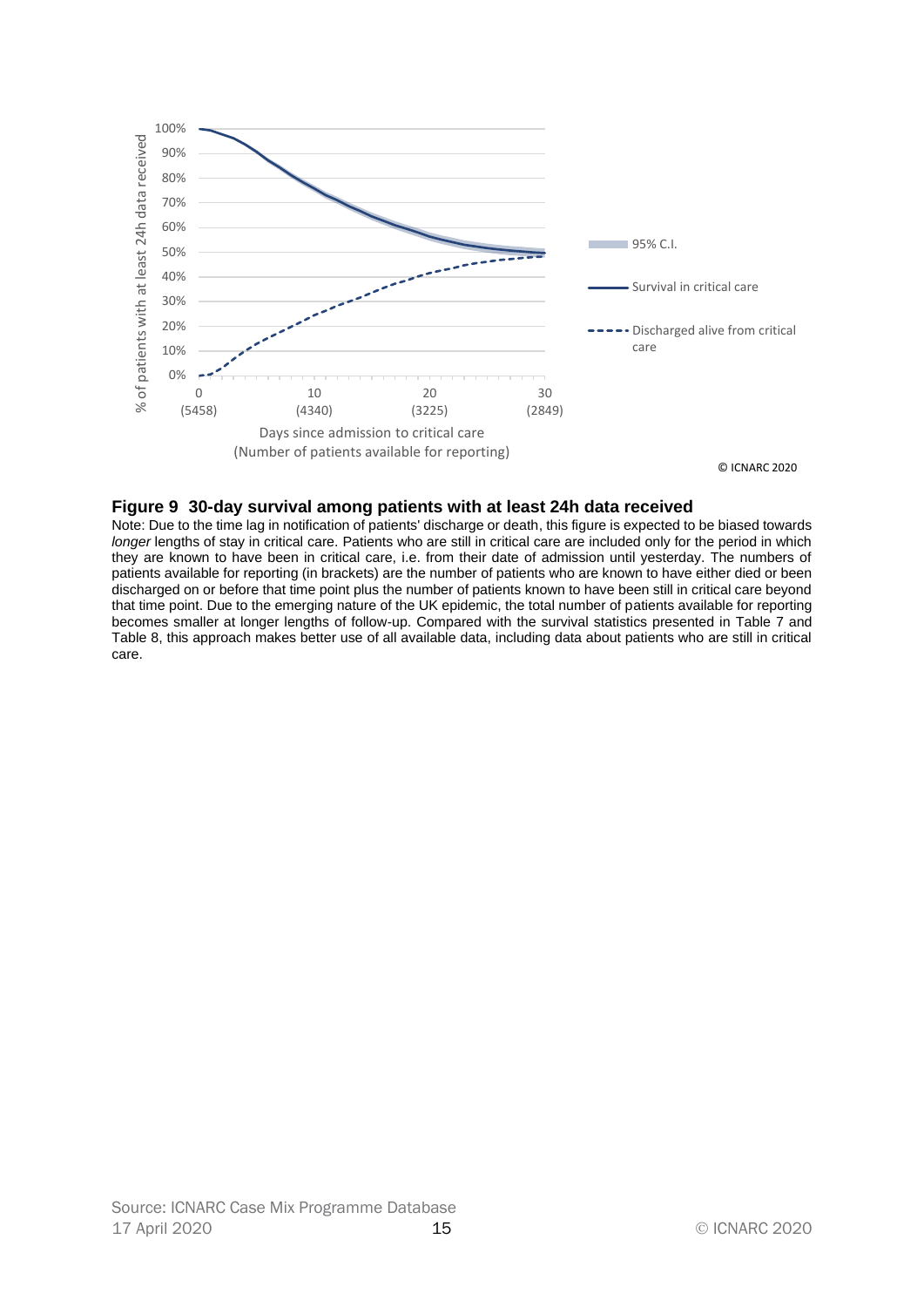**Figure 9 30-day survival among patients with at least 24h data received**

Note: Due to the time lag in notification of patients' discharge or death, this figure is expected to be biased towards *longer* lengths of stay in critical care. Patients who are still in critical care are included only for the period in which they are known to have been in critical care, i.e. from their date of admission until yesterday. The numbers of patients available for reporting (in brackets) are the number of patients who are known to have either died or been discharged on or before that time point plus the number of patients known to have been still in critical care beyond that time point. Due to the emerging nature of the UK epidemic, the total number of patients available for reporting becomes smaller at longer lengths of follow-up. Compared with the survival statistics presented in Table 7 and Table 8, this approach makes better use of all available data, including data about patients who are still in critical care.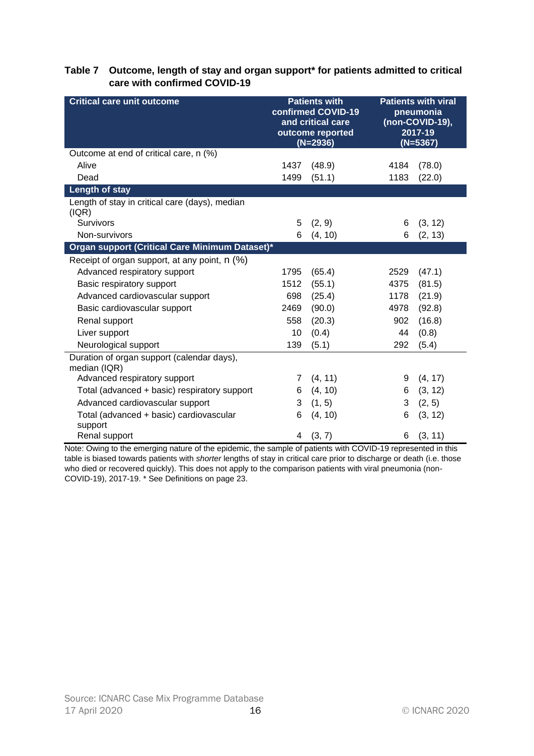**Table 7 Outcome, length of stay and organ support* for patients admitted to critical care with confirmed COVID-19**

| Critical care unit outcome | Patients with confirmed COVID-19 and critical care outcome reported (N=2936) | | Patients with viral pneumonia (non-COVID-19), 2017-19 (N=5367) | |
|---|---|---|---|---|
| Outcome at end of critical care, n (%) | | | | |
| Alive | 1437 | (48.9) | 4184 | (78.0) |
| Dead | 1499 | (51.1) | 1183 | (22.0) |
| **Length of stay** | | | | |
| Length of stay in critical care (days), median (IQR) | | | | |
| Survivors | 5 | (2, 9) | 6 | (3, 12) |
| Non-survivors | 6 | (4, 10) | 6 | (2, 13) |
| **Organ support (Critical Care Minimum Dataset)*** | | | | |
| Receipt of organ support, at any point, n (%) | | | | |
| Advanced respiratory support | 1795 | (65.4) | 2529 | (47.1) |
| Basic respiratory support | 1512 | (55.1) | 4375 | (81.5) |
| Advanced cardiovascular support | 698 | (25.4) | 1178 | (21.9) |
| Basic cardiovascular support | 2469 | (90.0) | 4978 | (92.8) |
| Renal support | 558 | (20.3) | 902 | (16.8) |
| Liver support | 10 | (0.4) | 44 | (0.8) |
| Neurological support | 139 | (5.1) | 292 | (5.4) |
| Duration of organ support (calendar days), median (IQR) | | | | |
| Advanced respiratory support | 7 | (4, 11) | 9 | (4, 17) |
| Total (advanced + basic) respiratory support | 6 | (4, 10) | 6 | (3, 12) |
| Advanced cardiovascular support | 3 | (1, 5) | 3 | (2, 5) |
| Total (advanced + basic) cardiovascular support | 6 | (4, 10) | 6 | (3, 12) |
| Renal support | 4 | (3, 7) | 6 | (3, 11) |

Note: Owing to the emerging nature of the epidemic, the sample of patients with COVID-19 represented in this table is biased towards patients with *shorter* lengths of stay in critical care prior to discharge or death (i.e. those who died or recovered quickly). This does not apply to the comparison patients with viral pneumonia (non-COVID-19), 2017-19. * See Definitions on page 23.

Source: ICNARC Case Mix Programme Database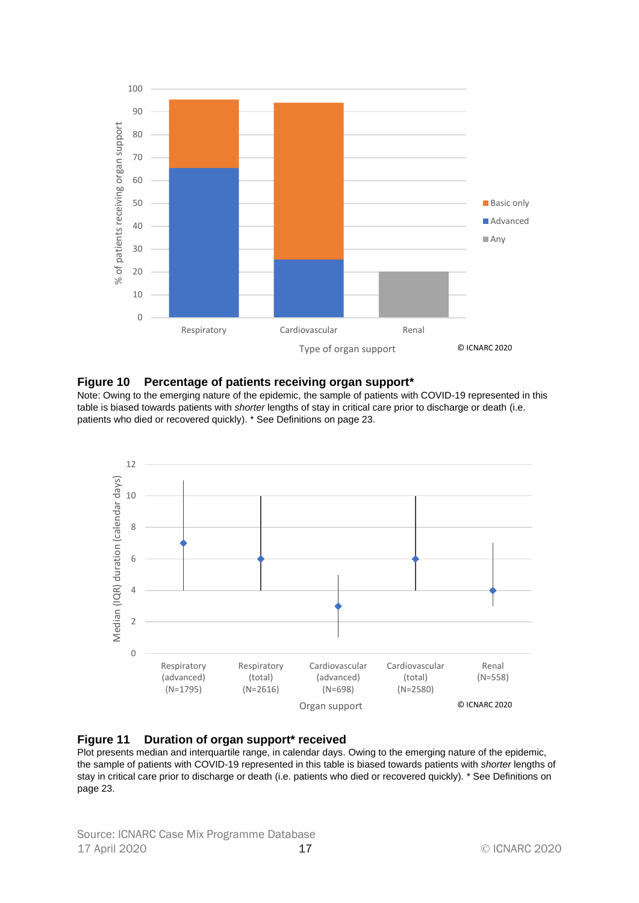**Figure 10 Percentage of patients receiving organ support***

Note: Owing to the emerging nature of the epidemic, the sample of patients with COVID-19 represented in this table is biased towards patients with *shorter* lengths of stay in critical care prior to discharge or death (i.e. patients who died or recovered quickly). * See Definitions on page 23.

**Figure 11 Duration of organ support* received**

Plot presents median and interquartile range, in calendar days. Owing to the emerging nature of the epidemic, the sample of patients with COVID-19 represented in this table is biased towards patients with *shorter* lengths of stay in critical care prior to discharge or death (i.e. patients who died or recovered quickly). * See Definitions on page 23.

Source: ICNARC Case Mix Programme Database
17 April 2020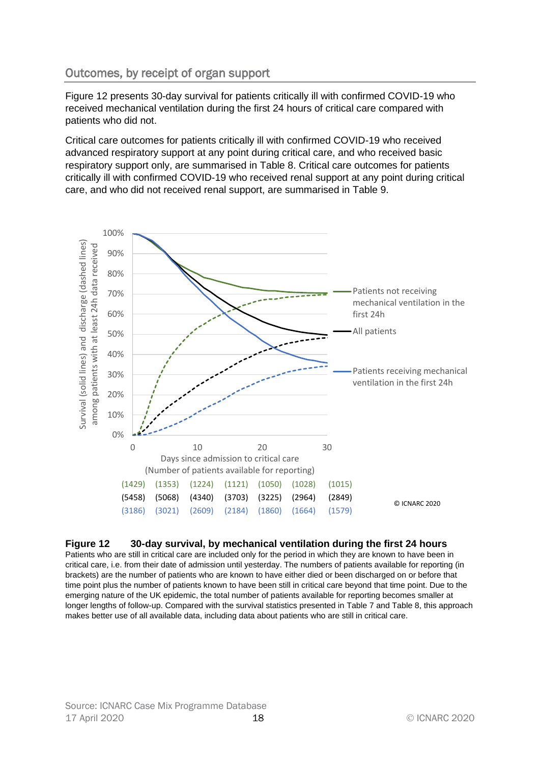## Outcomes, by receipt of organ support

Figure 12 presents 30-day survival for patients critically ill with confirmed COVID-19 who received mechanical ventilation during the first 24 hours of critical care compared with patients who did not.

Critical care outcomes for patients critically ill with confirmed COVID-19 who received advanced respiratory support at any point during critical care, and who received basic respiratory support only, are summarised in Table 8. Critical care outcomes for patients critically ill with confirmed COVID-19 who received renal support at any point during critical care, and who did not received renal support, are summarised in Table 9.

**Figure 12 30-day survival, by mechanical ventilation during the first 24 hours**

Patients who are still in critical care are included only for the period in which they are known to have been in critical care, i.e. from their date of admission until yesterday. The numbers of patients available for reporting (in brackets) are the number of patients who are known to have either died or been discharged on or before that time point plus the number of patients known to have been still in critical care beyond that time point. Due to the emerging nature of the UK epidemic, the total number of patients available for reporting becomes smaller at longer lengths of follow-up. Compared with the survival statistics presented in Table 7 and Table 8, this approach makes better use of all available data, including data about patients who are still in critical care.

Source: ICNARC Case Mix Programme Database
17 April 2020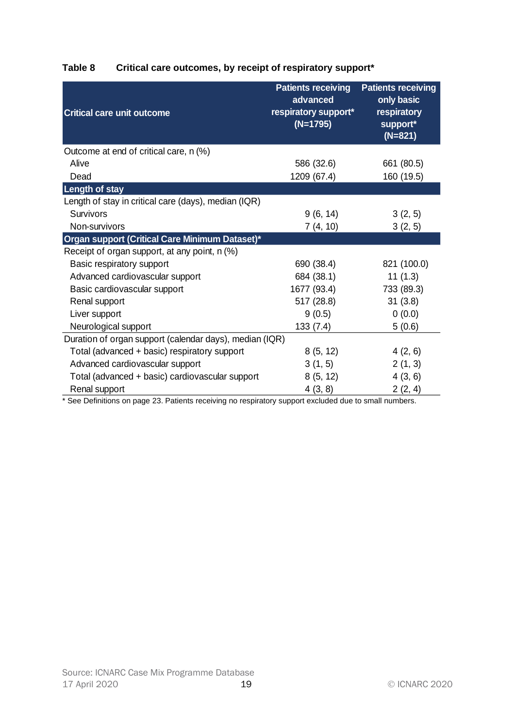**Table 8 Critical care outcomes, by receipt of respiratory support***

| Critical care unit outcome | Patients receiving advanced respiratory support* (N=1795) | Patients receiving only basic respiratory support* (N=821) |
|---|---|---|
| Outcome at end of critical care, n (%) | | |
| Alive | 586 (32.6) | 661 (80.5) |
| Dead | 1209 (67.4) | 160 (19.5) |
| **Length of stay** | | |
| Length of stay in critical care (days), median (IQR) | | |
| Survivors | 9 (6, 14) | 3 (2, 5) |
| Non-survivors | 7 (4, 10) | 3 (2, 5) |
| **Organ support (Critical Care Minimum Dataset)*** | | |
| Receipt of organ support, at any point, n (%) | | |
| Basic respiratory support | 690 (38.4) | 821 (100.0) |
| Advanced cardiovascular support | 684 (38.1) | 11 (1.3) |
| Basic cardiovascular support | 1677 (93.4) | 733 (89.3) |
| Renal support | 517 (28.8) | 31 (3.8) |
| Liver support | 9 (0.5) | 0 (0.0) |
| Neurological support | 133 (7.4) | 5 (0.6) |
| Duration of organ support (calendar days), median (IQR) | | |
| Total (advanced + basic) respiratory support | 8 (5, 12) | 4 (2, 6) |
| Advanced cardiovascular support | 3 (1, 5) | 2 (1, 3) |
| Total (advanced + basic) cardiovascular support | 8 (5, 12) | 4 (3, 6) |
| Renal support | 4 (3, 8) | 2 (2, 4) |

* See Definitions on page 23. Patients receiving no respiratory support excluded due to small numbers.

Source: ICNARC Case Mix Programme Database
17 April 2020
© ICNARC 2020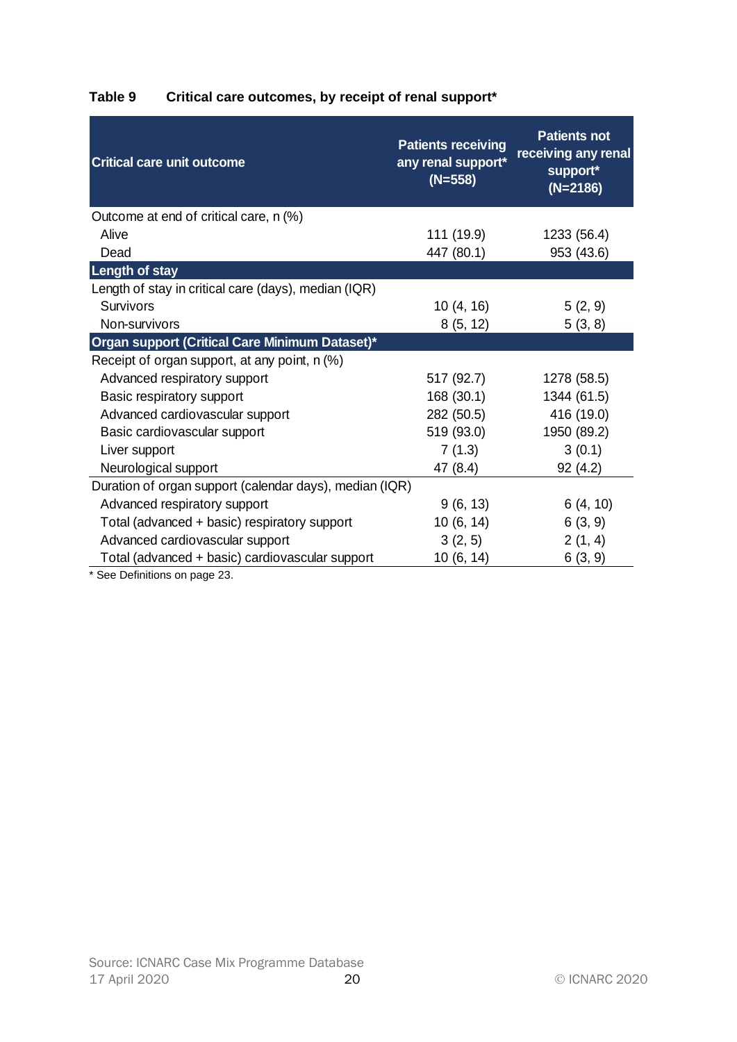**Table 9 Critical care outcomes, by receipt of renal support***

| Critical care unit outcome | Patients receiving any renal support* (N=558) | Patients not receiving any renal support* (N=2186) |
|---|---|---|
| Outcome at end of critical care, n (%) | | |
| Alive | 111 (19.9) | 1233 (56.4) |
| Dead | 447 (80.1) | 953 (43.6) |
| **Length of stay** | | |
| Length of stay in critical care (days), median (IQR) | | |
| Survivors | 10 (4, 16) | 5 (2, 9) |
| Non-survivors | 8 (5, 12) | 5 (3, 8) |
| **Organ support (Critical Care Minimum Dataset)*** | | |
| Receipt of organ support, at any point, n (%) | | |
| Advanced respiratory support | 517 (92.7) | 1278 (58.5) |
| Basic respiratory support | 168 (30.1) | 1344 (61.5) |
| Advanced cardiovascular support | 282 (50.5) | 416 (19.0) |
| Basic cardiovascular support | 519 (93.0) | 1950 (89.2) |
| Liver support | 7 (1.3) | 3 (0.1) |
| Neurological support | 47 (8.4) | 92 (4.2) |
| Duration of organ support (calendar days), median (IQR) | | |
| Advanced respiratory support | 9 (6, 13) | 6 (4, 10) |
| Total (advanced + basic) respiratory support | 10 (6, 14) | 6 (3, 9) |
| Advanced cardiovascular support | 3 (2, 5) | 2 (1, 4) |
| Total (advanced + basic) cardiovascular support | 10 (6, 14) | 6 (3, 9) |

* See Definitions on page 23.

Source: ICNARC Case Mix Programme Database
17 April 2020

© ICNARC 2020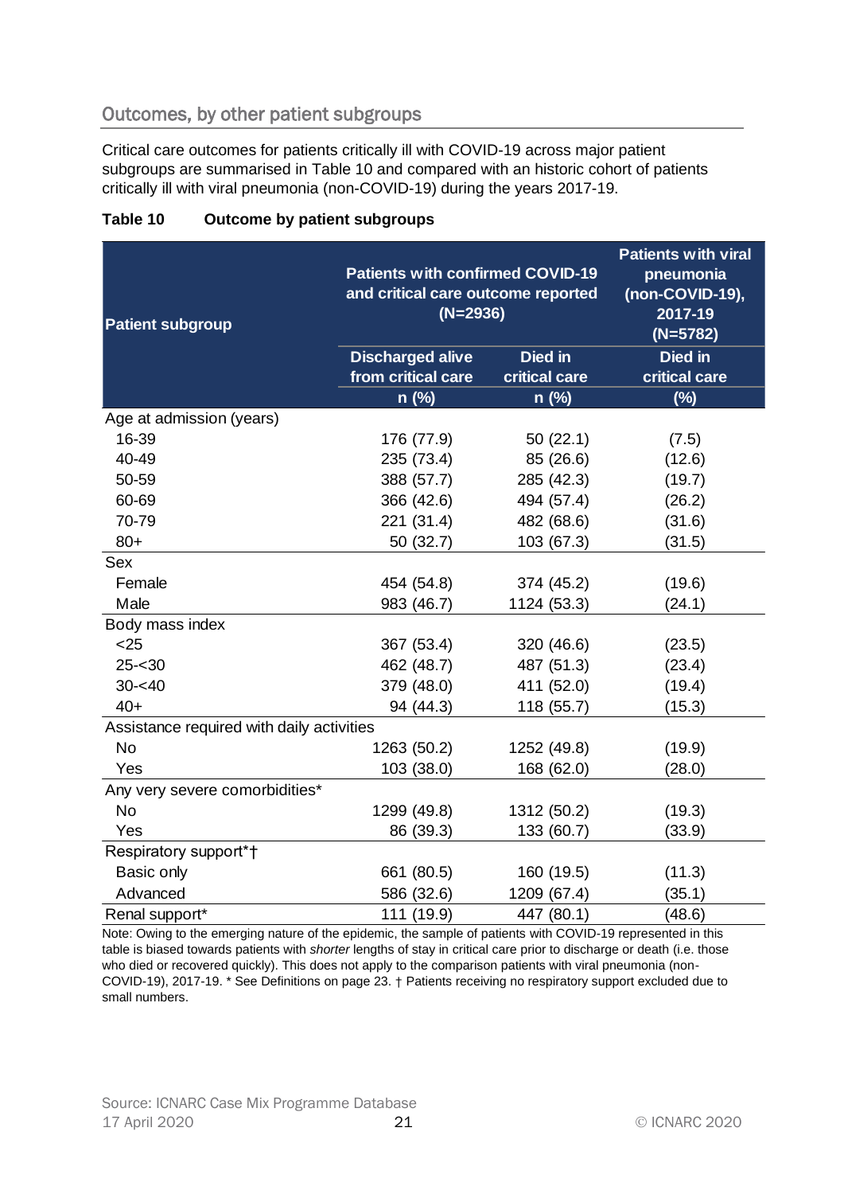## Outcomes, by other patient subgroups

Critical care outcomes for patients critically ill with COVID-19 across major patient subgroups are summarised in Table 10 and compared with an historic cohort of patients critically ill with viral pneumonia (non-COVID-19) during the years 2017-19.

**Table 10 Outcome by patient subgroups**

| Patient subgroup | Patients with confirmed COVID-19 and critical care outcome reported (N=2936) | | Patients with viral pneumonia (non-COVID-19), 2017-19 (N=5782) |
|---|---|---|---|
| | Discharged alive from critical care n (%) | Died in critical care n (%) | Died in critical care (%) |
| **Age at admission (years)** | | | |
| 16-39 | 176 (77.9) | 50 (22.1) | (7.5) |
| 40-49 | 235 (73.4) | 85 (26.6) | (12.6) |
| 50-59 | 388 (57.7) | 285 (42.3) | (19.7) |
| 60-69 | 366 (42.6) | 494 (57.4) | (26.2) |
| 70-79 | 221 (31.4) | 482 (68.6) | (31.6) |
| 80+ | 50 (32.7) | 103 (67.3) | (31.5) |
| **Sex** | | | |
| Female | 454 (54.8) | 374 (45.2) | (19.6) |
| Male | 983 (46.7) | 1124 (53.3) | (24.1) |
| **Body mass index** | | | |
| <25 | 367 (53.4) | 320 (46.6) | (23.5) |
| 25-<30 | 462 (48.7) | 487 (51.3) | (23.4) |
| 30-<40 | 379 (48.0) | 411 (52.0) | (19.4) |
| 40+ | 94 (44.3) | 118 (55.7) | (15.3) |
| **Assistance required with daily activities** | | | |
| No | 1263 (50.2) | 1252 (49.8) | (19.9) |
| Yes | 103 (38.0) | 168 (62.0) | (28.0) |
| **Any very severe comorbidities*** | | | |
| No | 1299 (49.8) | 1312 (50.2) | (19.3) |
| Yes | 86 (39.3) | 133 (60.7) | (33.9) |
| **Respiratory support*†** | | | |
| Basic only | 661 (80.5) | 160 (19.5) | (11.3) |
| Advanced | 586 (32.6) | 1209 (67.4) | (35.1) |
| **Renal support*** | 111 (19.9) | 447 (80.1) | (48.6) |

Note: Owing to the emerging nature of the epidemic, the sample of patients with COVID-19 represented in this table is biased towards patients with *shorter* lengths of stay in critical care prior to discharge or death (i.e. those who died or recovered quickly). This does not apply to the comparison patients with viral pneumonia (non-COVID-19), 2017-19. * See Definitions on page 23. † Patients receiving no respiratory support excluded due to small numbers.

Source: ICNARC Case Mix Programme Database
17 April 2020

© ICNARC 2020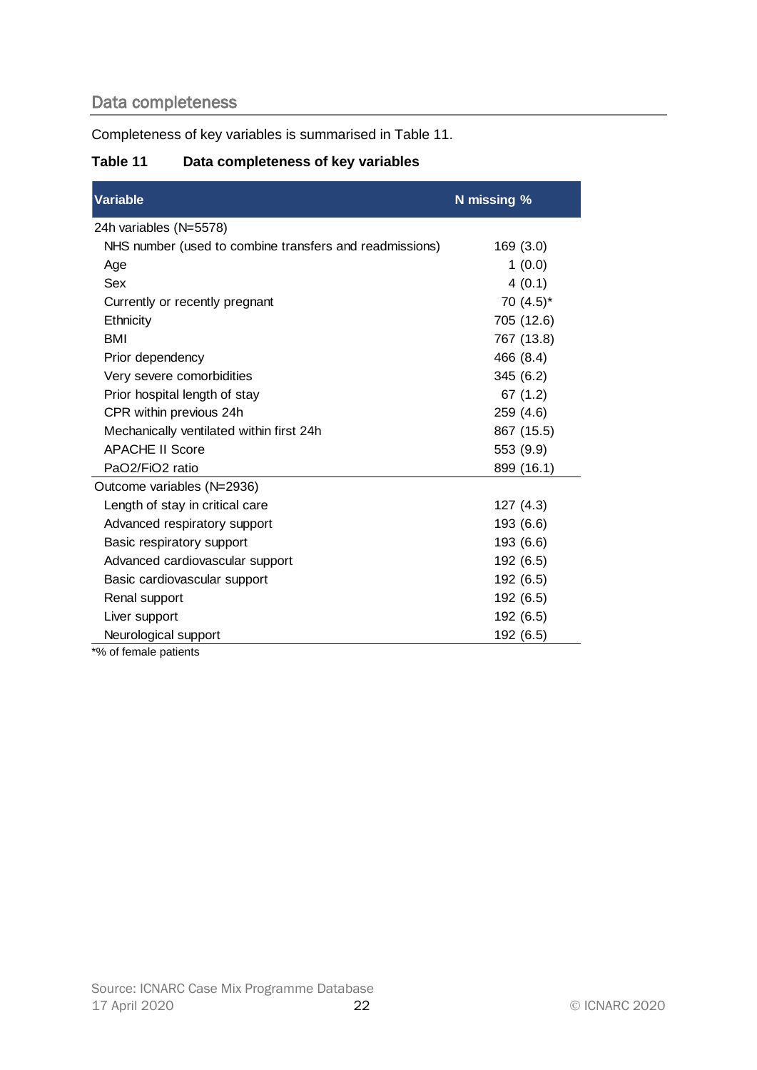## Data completeness

Completeness of key variables is summarised in Table 11.

**Table 11 Data completeness of key variables**

| Variable | N missing % |
|---|---|
| 24h variables (N=5578) | |
| NHS number (used to combine transfers and readmissions) | 169 (3.0) |
| Age | 1 (0.0) |
| Sex | 4 (0.1) |
| Currently or recently pregnant | 70 (4.5)* |
| Ethnicity | 705 (12.6) |
| BMI | 767 (13.8) |
| Prior dependency | 466 (8.4) |
| Very severe comorbidities | 345 (6.2) |
| Prior hospital length of stay | 67 (1.2) |
| CPR within previous 24h | 259 (4.6) |
| Mechanically ventilated within first 24h | 867 (15.5) |
| APACHE II Score | 553 (9.9) |
| PaO2/FiO2 ratio | 899 (16.1) |
| Outcome variables (N=2936) | |
| Length of stay in critical care | 127 (4.3) |
| Advanced respiratory support | 193 (6.6) |
| Basic respiratory support | 193 (6.6) |
| Advanced cardiovascular support | 192 (6.5) |
| Basic cardiovascular support | 192 (6.5) |
| Renal support | 192 (6.5) |
| Liver support | 192 (6.5) |
| Neurological support | 192 (6.5) |

*% of female patients

Source: ICNARC Case Mix Programme Database
17 April 2020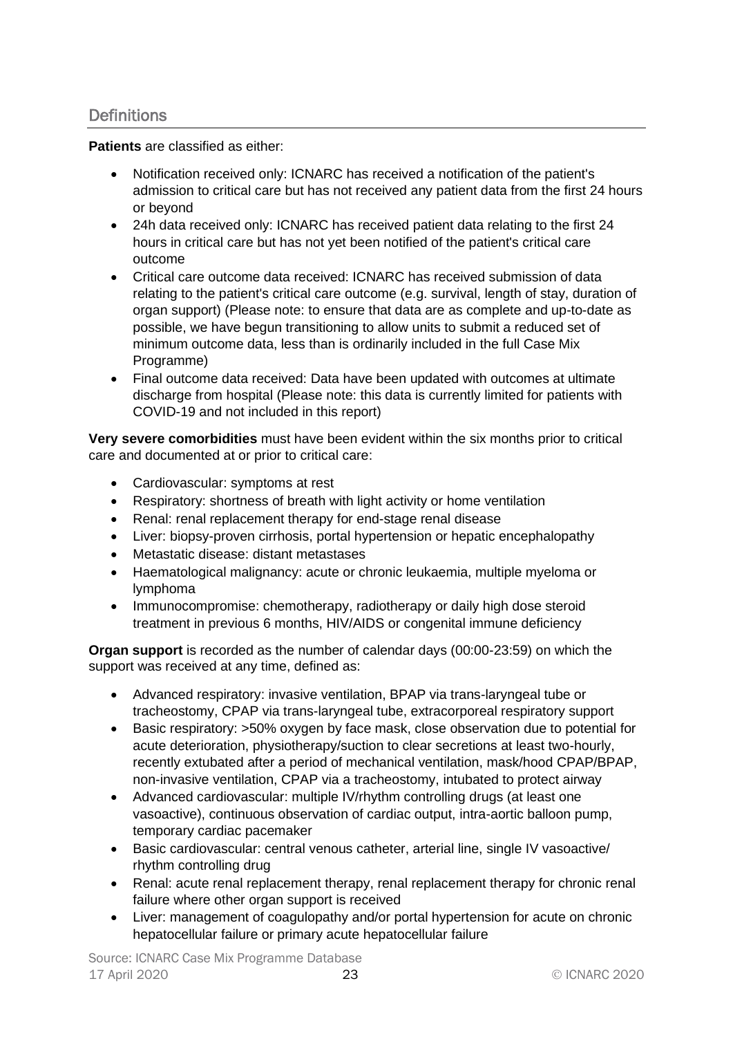## Definitions

**Patients** are classified as either:

- Notification received only: ICNARC has received a notification of the patient's admission to critical care but has not received any patient data from the first 24 hours or beyond
- 24h data received only: ICNARC has received patient data relating to the first 24 hours in critical care but has not yet been notified of the patient's critical care outcome
- Critical care outcome data received: ICNARC has received submission of data relating to the patient's critical care outcome (e.g. survival, length of stay, duration of organ support) (Please note: to ensure that data are as complete and up-to-date as possible, we have begun transitioning to allow units to submit a reduced set of minimum outcome data, less than is ordinarily included in the full Case Mix Programme)
- Final outcome data received: Data have been updated with outcomes at ultimate discharge from hospital (Please note: this data is currently limited for patients with COVID-19 and not included in this report)

**Very severe comorbidities** must have been evident within the six months prior to critical care and documented at or prior to critical care:

- Cardiovascular: symptoms at rest
- Respiratory: shortness of breath with light activity or home ventilation
- Renal: renal replacement therapy for end-stage renal disease
- Liver: biopsy-proven cirrhosis, portal hypertension or hepatic encephalopathy
- Metastatic disease: distant metastases
- Haematological malignancy: acute or chronic leukaemia, multiple myeloma or lymphoma
- Immunocompromise: chemotherapy, radiotherapy or daily high dose steroid treatment in previous 6 months, HIV/AIDS or congenital immune deficiency

**Organ support** is recorded as the number of calendar days (00:00-23:59) on which the support was received at any time, defined as:

- Advanced respiratory: invasive ventilation, BPAP via trans-laryngeal tube or tracheostomy, CPAP via trans-laryngeal tube, extracorporeal respiratory support
- Basic respiratory: >50% oxygen by face mask, close observation due to potential for acute deterioration, physiotherapy/suction to clear secretions at least two-hourly, recently extubated after a period of mechanical ventilation, mask/hood CPAP/BPAP, non-invasive ventilation, CPAP via a tracheostomy, intubated to protect airway
- Advanced cardiovascular: multiple IV/rhythm controlling drugs (at least one vasoactive), continuous observation of cardiac output, intra-aortic balloon pump, temporary cardiac pacemaker
- Basic cardiovascular: central venous catheter, arterial line, single IV vasoactive/ rhythm controlling drug
- Renal: acute renal replacement therapy, renal replacement therapy for chronic renal failure where other organ support is received
- Liver: management of coagulopathy and/or portal hypertension for acute on chronic hepatocellular failure or primary acute hepatocellular failure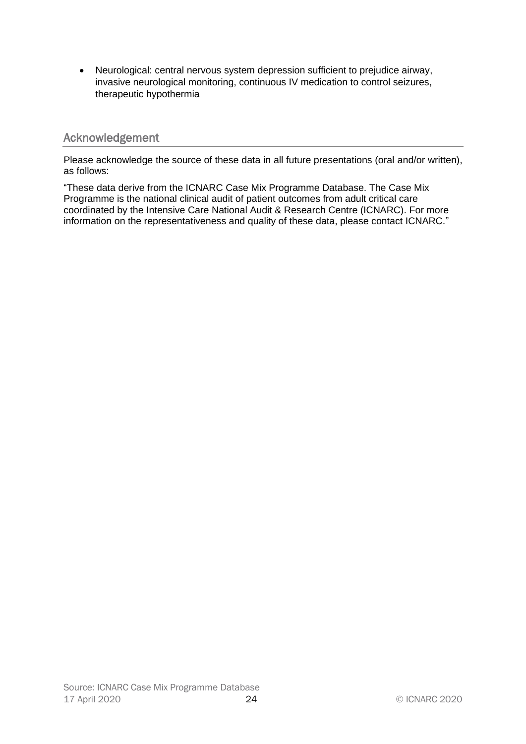- Neurological: central nervous system depression sufficient to prejudice airway, invasive neurological monitoring, continuous IV medication to control seizures, therapeutic hypothermia

## Acknowledgement

Please acknowledge the source of these data in all future presentations (oral and/or written), as follows:

"These data derive from the ICNARC Case Mix Programme Database. The Case Mix Programme is the national clinical audit of patient outcomes from adult critical care coordinated by the Intensive Care National Audit & Research Centre (ICNARC). For more information on the representativeness and quality of these data, please contact ICNARC."